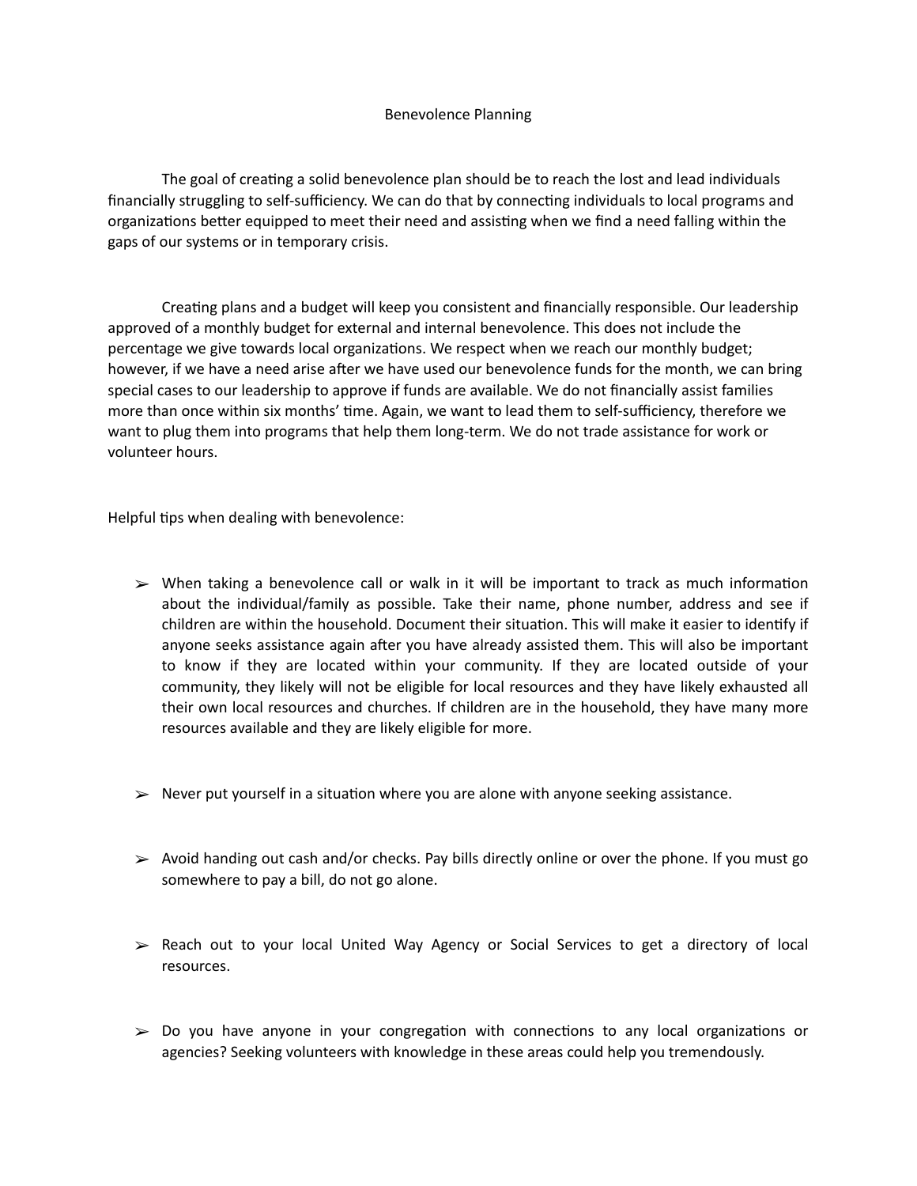# Benevolence Planning

The goal of creating a solid benevolence plan should be to reach the lost and lead individuals financially struggling to self-sufficiency. We can do that by connecting individuals to local programs and organizations better equipped to meet their need and assisting when we find a need falling within the gaps of our systems or in temporary crisis.

Creating plans and a budget will keep you consistent and financially responsible. Our leadership approved of a monthly budget for external and internal benevolence. This does not include the percentage we give towards local organizations. We respect when we reach our monthly budget; however, if we have a need arise after we have used our benevolence funds for the month, we can bring special cases to our leadership to approve if funds are available. We do not financially assist families more than once within six months' time. Again, we want to lead them to self-sufficiency, therefore we want to plug them into programs that help them long-term. We do not trade assistance for work or volunteer hours.

Helpful tips when dealing with benevolence:

- When taking a benevolence call or walk in it will be important to track as much information about the individual/family as possible. Take their name, phone number, address and see if children are within the household. Document their situation. This will make it easier to identify if anyone seeks assistance again after you have already assisted them. This will also be important to know if they are located within your community. If they are located outside of your community, they likely will not be eligible for local resources and they have likely exhausted all their own local resources and churches. If children are in the household, they have many more resources available and they are likely eligible for more.

- Never put yourself in a situation where you are alone with anyone seeking assistance.

- Avoid handing out cash and/or checks. Pay bills directly online or over the phone. If you must go somewhere to pay a bill, do not go alone.

- Reach out to your local United Way Agency or Social Services to get a directory of local resources.

- Do you have anyone in your congregation with connections to any local organizations or agencies? Seeking volunteers with knowledge in these areas could help you tremendously.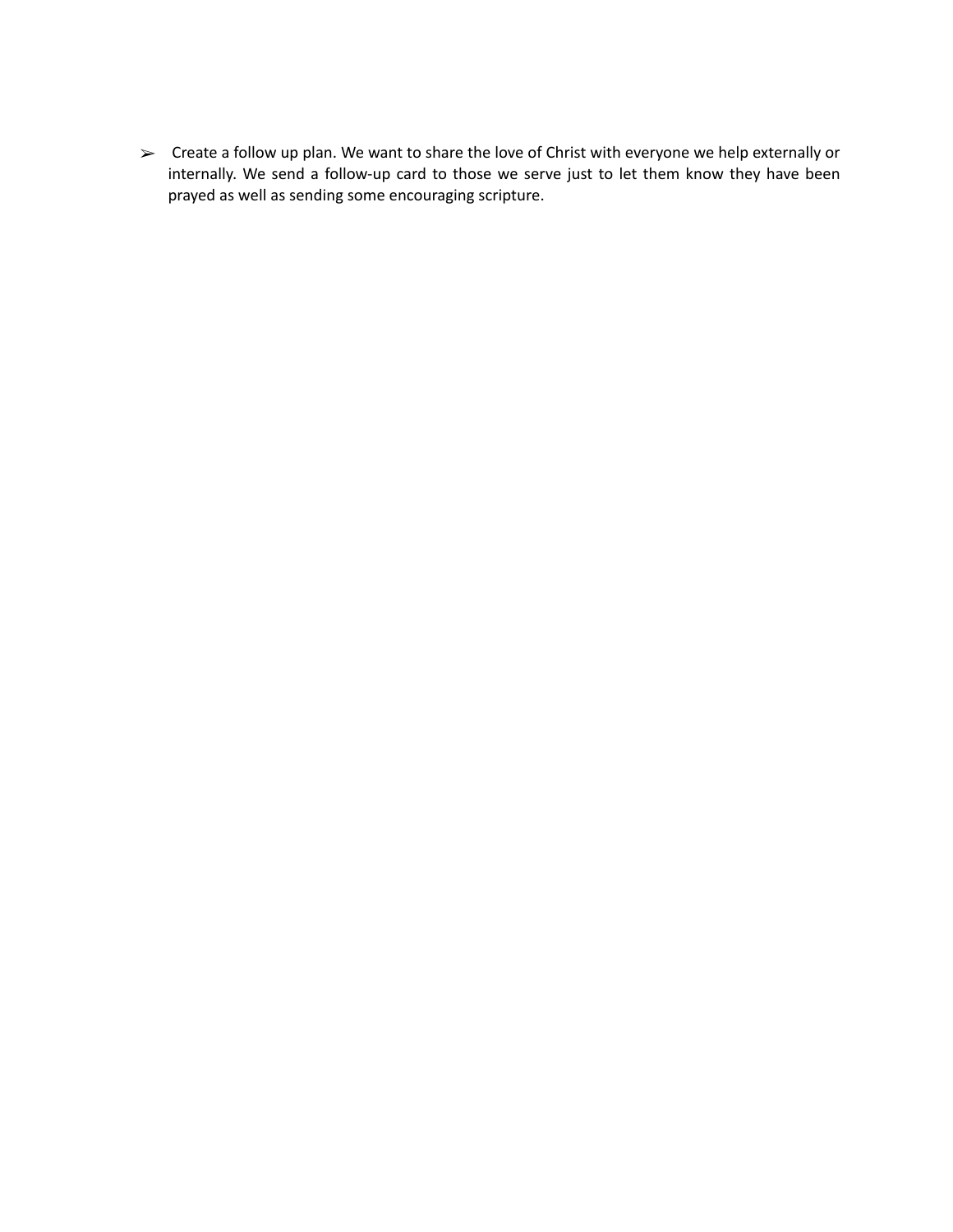- Create a follow up plan. We want to share the love of Christ with everyone we help externally or internally. We send a follow-up card to those we serve just to let them know they have been prayed as well as sending some encouraging scripture.